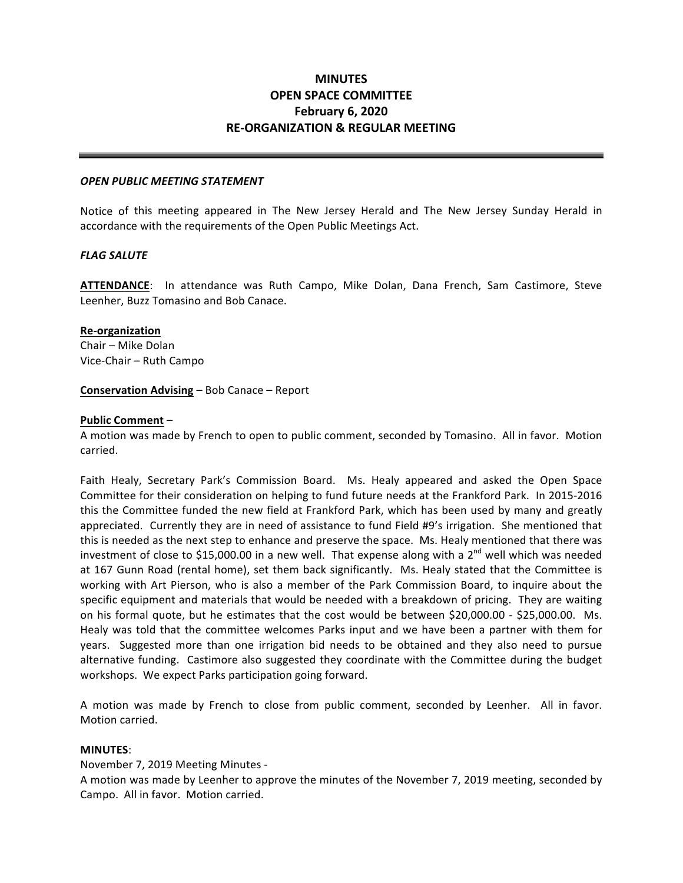# MINUTES
# OPEN SPACE COMMITTEE
# February 6, 2020
# RE-ORGANIZATION & REGULAR MEETING

---

***OPEN PUBLIC MEETING STATEMENT***

Notice of this meeting appeared in The New Jersey Herald and The New Jersey Sunday Herald in accordance with the requirements of the Open Public Meetings Act.

***FLAG SALUTE***

**ATTENDANCE**: In attendance was Ruth Campo, Mike Dolan, Dana French, Sam Castimore, Steve Leenher, Buzz Tomasino and Bob Canace.

**Re-organization**
Chair – Mike Dolan
Vice-Chair – Ruth Campo

**Conservation Advising** – Bob Canace – Report

**Public Comment** –
A motion was made by French to open to public comment, seconded by Tomasino. All in favor. Motion carried.

Faith Healy, Secretary Park's Commission Board. Ms. Healy appeared and asked the Open Space Committee for their consideration on helping to fund future needs at the Frankford Park. In 2015-2016 this the Committee funded the new field at Frankford Park, which has been used by many and greatly appreciated. Currently they are in need of assistance to fund Field #9's irrigation. She mentioned that this is needed as the next step to enhance and preserve the space. Ms. Healy mentioned that there was investment of close to $15,000.00 in a new well. That expense along with a 2nd well which was needed at 167 Gunn Road (rental home), set them back significantly. Ms. Healy stated that the Committee is working with Art Pierson, who is also a member of the Park Commission Board, to inquire about the specific equipment and materials that would be needed with a breakdown of pricing. They are waiting on his formal quote, but he estimates that the cost would be between $20,000.00 - $25,000.00. Ms. Healy was told that the committee welcomes Parks input and we have been a partner with them for years. Suggested more than one irrigation bid needs to be obtained and they also need to pursue alternative funding. Castimore also suggested they coordinate with the Committee during the budget workshops. We expect Parks participation going forward.

A motion was made by French to close from public comment, seconded by Leenher. All in favor. Motion carried.

**MINUTES**:
November 7, 2019 Meeting Minutes -
A motion was made by Leenher to approve the minutes of the November 7, 2019 meeting, seconded by Campo. All in favor. Motion carried.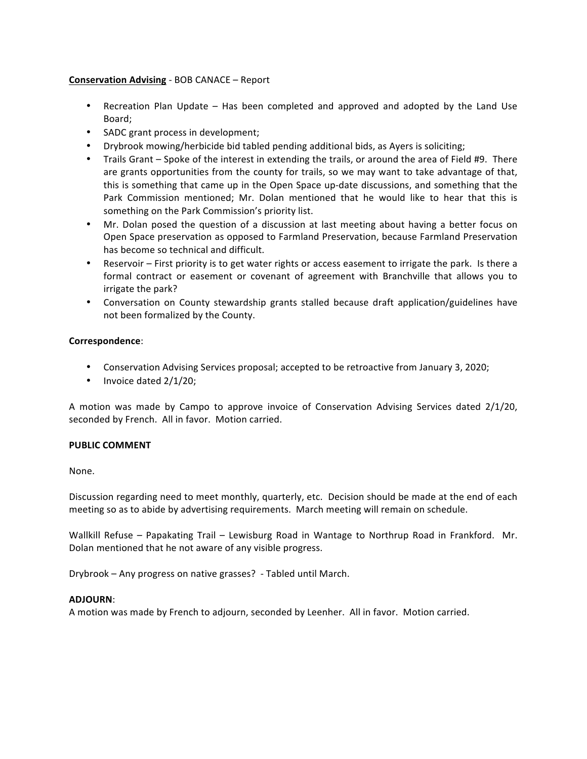**<u>Conservation Advising</u>** - BOB CANACE – Report

- Recreation Plan Update – Has been completed and approved and adopted by the Land Use Board;
- SADC grant process in development;
- Drybrook mowing/herbicide bid tabled pending additional bids, as Ayers is soliciting;
- Trails Grant – Spoke of the interest in extending the trails, or around the area of Field #9. There are grants opportunities from the county for trails, so we may want to take advantage of that, this is something that came up in the Open Space up-date discussions, and something that the Park Commission mentioned; Mr. Dolan mentioned that he would like to hear that this is something on the Park Commission's priority list.
- Mr. Dolan posed the question of a discussion at last meeting about having a better focus on Open Space preservation as opposed to Farmland Preservation, because Farmland Preservation has become so technical and difficult.
- Reservoir – First priority is to get water rights or access easement to irrigate the park. Is there a formal contract or easement or covenant of agreement with Branchville that allows you to irrigate the park?
- Conversation on County stewardship grants stalled because draft application/guidelines have not been formalized by the County.

**Correspondence**:

- Conservation Advising Services proposal; accepted to be retroactive from January 3, 2020;
- Invoice dated 2/1/20;

A motion was made by Campo to approve invoice of Conservation Advising Services dated 2/1/20, seconded by French. All in favor. Motion carried.

**PUBLIC COMMENT**

None.

Discussion regarding need to meet monthly, quarterly, etc. Decision should be made at the end of each meeting so as to abide by advertising requirements. March meeting will remain on schedule.

Wallkill Refuse – Papakating Trail – Lewisburg Road in Wantage to Northrup Road in Frankford. Mr. Dolan mentioned that he not aware of any visible progress.

Drybrook – Any progress on native grasses? - Tabled until March.

**ADJOURN**:
A motion was made by French to adjourn, seconded by Leenher. All in favor. Motion carried.